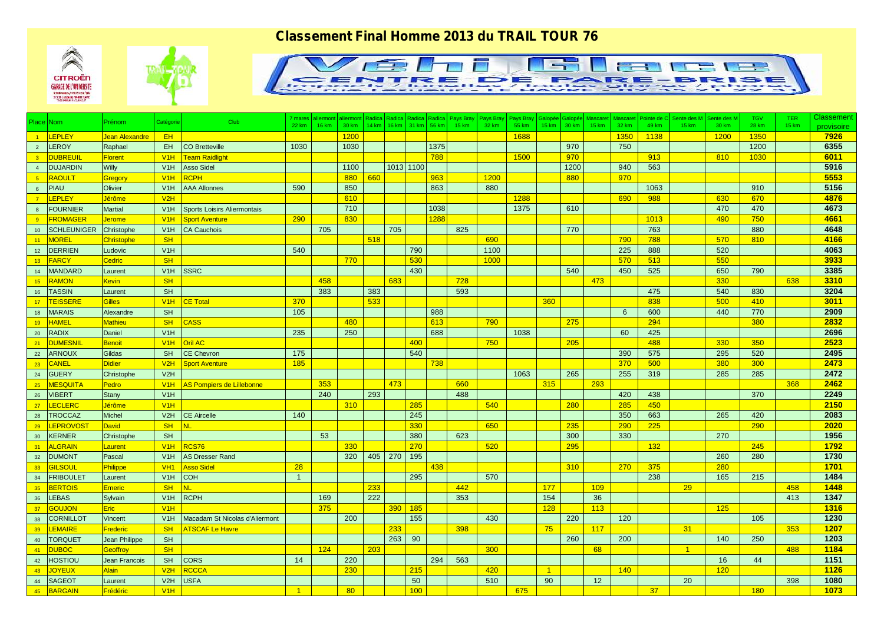# Classement Final Homme 2013 du TRAIL TOUR 76

| Place | Nom | Prénom | Catégorie | Club | 7 mares 22 km | aliermont 16 km | aliermont 30 km | Radica 14 km | Radica 16 km | Radica 31 km | Radica 56 km | Pays Bray 15 km | Pays Bray 32 km | Pays Bray 55 km | Galopée 15 km | Galopée 30 km | Mascaret 15 km | Mascaret 32 km | Pointe de C 49 km | Sente des M 15 km | Sente des M 30 km | TGV 28 km | TER 15 km | Classement provisoire |
|---|---|---|---|---|---|---|---|---|---|---|---|---|---|---|---|---|---|---|---|---|---|---|---|---|
| 1 | LEPLEY | Jean Alexandre | EH | | | | 1200 | | | | | | | 1688 | | | | 1350 | 1138 | | 1200 | 1350 | | 7926 |
| 2 | LEROY | Raphael | EH | CO Bretteville | 1030 | | 1030 | | | | 1375 | | | | | 970 | | 750 | | | | 1200 | | 6355 |
| 3 | DUBREUIL | Florent | V1H | Team Raidlight | | | | | | | 788 | | | 1500 | | 970 | | | 913 | | 810 | 1030 | | 6011 |
| 4 | DUJARDIN | Willy | V1H | Asso Sidel | | | 1100 | | 1013 | 1100 | | | | | | 1200 | | 940 | 563 | | | | | 5916 |
| 5 | RAOULT | Gregory | V1H | RCPH | | | 880 | 660 | | | 963 | | 1200 | | | 880 | | 970 | | | | | | 5553 |
| 6 | PIAU | Olivier | V1H | AAA Allonnes | 590 | | 850 | | | | 863 | | 880 | | | | | | 1063 | | | 910 | | 5156 |
| 7 | LEPLEY | Jérôme | V2H | | | | 610 | | | | | | | 1288 | | | | 690 | 988 | | 630 | 670 | | 4876 |
| 8 | FOURNIER | Martial | V1H | Sports Loisirs Aliermontais | | | 710 | | | | 1038 | | | 1375 | | 610 | | | | | 470 | 470 | | 4673 |
| 9 | FROMAGER | Jerome | V1H | Sport Aventure | 290 | | 830 | | | | 1288 | | | | | | | | 1013 | | 490 | 750 | | 4661 |
| 10 | SCHLEUNIGER | Christophe | V1H | CA Cauchois | | 705 | | | 705 | | | 825 | | | | 770 | | | 763 | | | 880 | | 4648 |
| 11 | MOREL | Christophe | SH | | | | | 518 | | | | | 690 | | | | | 790 | 788 | | 570 | 810 | | 4166 |
| 12 | DERRIEN | Ludovic | V1H | | 540 | | | | | 790 | | | 1100 | | | | | 225 | 888 | | 520 | | | 4063 |
| 13 | FARCY | Cedric | SH | | | | 770 | | | 530 | | | 1000 | | | | | 570 | 513 | | 550 | | | 3933 |
| 14 | MANDARD | Laurent | V1H | SSRC | | | | | | 430 | | | | | | 540 | | 450 | 525 | | 650 | 790 | | 3385 |
| 15 | RAMON | Kevin | SH | | | 458 | | | 683 | | | 728 | | | | | 473 | | | | 330 | | 638 | 3310 |
| 16 | TASSIN | Laurent | SH | | | 383 | | 383 | | | | 593 | | | | | | | 475 | | 540 | 830 | | 3204 |
| 17 | TEISSERE | Gilles | V1H | CE Total | 370 | | | 533 | | | | | | | 360 | | | | 838 | | 500 | 410 | | 3011 |
| 18 | MARAIS | Alexandre | SH | | 105 | | | | | | 988 | | | | | | | 6 | 600 | | 440 | 770 | | 2909 |
| 19 | HAMEL | Mathieu | SH | CASS | | | 480 | | | | 613 | | 790 | | | 275 | | | 294 | | | 380 | | 2832 |
| 20 | RADIX | Daniel | V1H | | 235 | | 250 | | | | 688 | | | 1038 | | | | 60 | 425 | | | | | 2696 |
| 21 | DUMESNIL | Benoit | V1H | Oril AC | | | | | | 400 | | | 750 | | | 205 | | | 488 | | 330 | 350 | | 2523 |
| 22 | ARNOUX | Gildas | SH | CE Chevron | 175 | | | | | 540 | | | | | | | | 390 | 575 | | 295 | 520 | | 2495 |
| 23 | CANEL | Didier | V2H | Sport Aventure | 185 | | | | | | 738 | | | | | | | 370 | 500 | | 380 | 300 | | 2473 |
| 24 | GUERY | Christophe | V2H | | | | | | | | | | | 1063 | | 265 | | 255 | 319 | | 285 | 285 | | 2472 |
| 25 | MESQUITA | Pedro | V1H | AS Pompiers de Lillebonne | | 353 | | | 473 | | | 660 | | | 315 | | 293 | | | | | | 368 | 2462 |
| 26 | VIBERT | Stany | V1H | | | 240 | | 293 | | | | 488 | | | | | | 420 | 438 | | | 370 | | 2249 |
| 27 | LECLERC | Jérôme | V1H | | | | 310 | | | 285 | | | 540 | | | 280 | | 285 | 450 | | | | | 2150 |
| 28 | TROCCAZ | Michel | V2H | CE Aircelle | 140 | | | | | 245 | | | | | | | | 350 | 663 | | 265 | 420 | | 2083 |
| 29 | LEPROVOST | David | SH | NL | | | | | | 330 | | | 650 | | | 235 | | 290 | 225 | | | 290 | | 2020 |
| 30 | KERNER | Christophe | SH | | | 53 | | | | 380 | | 623 | | | | 300 | | 330 | | | 270 | | | 1956 |
| 31 | ALGRAIN | Laurent | V1H | RCS76 | | | 330 | | | 270 | | | 520 | | | 295 | | | 132 | | | 245 | | 1792 |
| 32 | DUMONT | Pascal | V1H | AS Dresser Rand | | | 320 | 405 | 270 | 195 | | | | | | | | | | | 260 | 280 | | 1730 |
| 33 | GILSOUL | Philippe | VH1 | Asso Sidel | 28 | | | | | | 438 | | | | | 310 | | 270 | 375 | | 280 | | | 1701 |
| 34 | FRIBOULET | Laurent | V1H | COH | 1 | | | | | 295 | | | 570 | | | | | | 238 | | 165 | 215 | | 1484 |
| 35 | BERTOIS | Emeric | SH | NL | | | | 233 | | | | 442 | | | 177 | | 109 | | | 29 | | | 458 | 1448 |
| 36 | LEBAS | Sylvain | V1H | RCPH | | 169 | | 222 | | | | 353 | | | 154 | | 36 | | | | | | 413 | 1347 |
| 37 | GOUJON | Eric | V1H | | | 375 | | | 390 | 185 | | | | | 128 | | 113 | | | | 125 | | | 1316 |
| 38 | CORNILLOT | Vincent | V1H | Macadam St Nicolas d'Aliermont | | | 200 | | | 155 | | | 430 | | | 220 | | 120 | | | | 105 | | 1230 |
| 39 | LEMAIRE | Frederic | SH | ATSCAF Le Havre | | | | | 233 | | | 398 | | | 75 | | 117 | | | 31 | | | 353 | 1207 |
| 40 | TORQUET | Jean Philippe | SH | | | | | | 263 | 90 | | | | | | 260 | | 200 | | | 140 | 250 | | 1203 |
| 41 | DUBOC | Geoffroy | SH | | | 124 | | 203 | | | | | 300 | | | | 68 | | | 1 | | | 488 | 1184 |
| 42 | HOSTIOU | Jean Francois | SH | CORS | 14 | | 220 | | | | 294 | 563 | | | | | | | | | 16 | 44 | | 1151 |
| 43 | JOYEUX | Alain | V2H | RCCCA | | | 230 | | | 215 | | | 420 | | 1 | | | 140 | | | 120 | | | 1126 |
| 44 | SAGEOT | Laurent | V2H | USFA | | | | | | 50 | | | 510 | | 90 | | 12 | | | 20 | | | 398 | 1080 |
| 45 | BARGAIN | Frédéric | V1H | | 1 | | 80 | | | 100 | | | | 675 | | | | | 37 | | | 180 | | 1073 |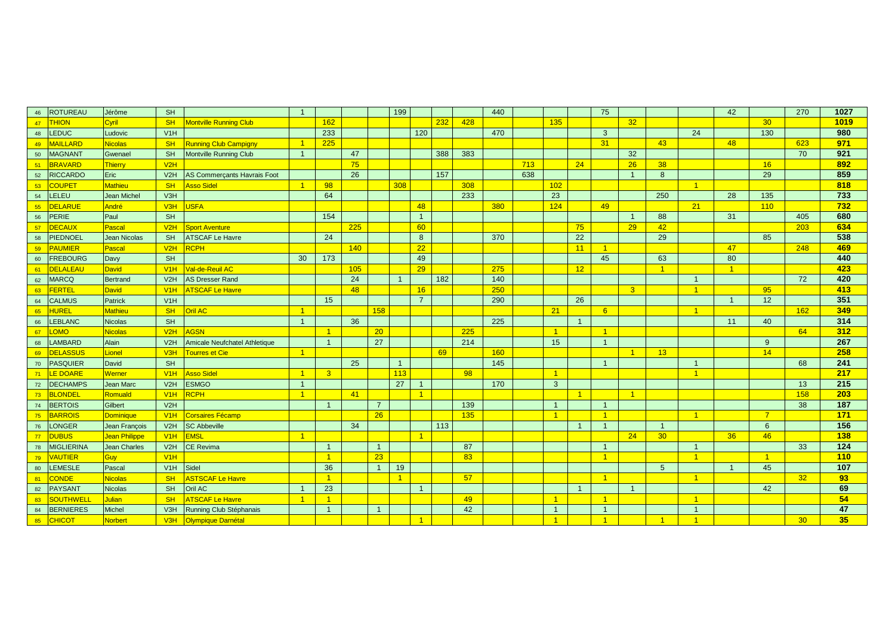| | | | | | | | | | | | | | | | | | | | | | | | | |
|---|---|---|---|---|---|---|---|---|---|---|---|---|---|---|---|---|---|---|---|---|---|---|---|---|
| 46 | ROTUREAU | Jérôme | SH | | 1 | | | | 199 | | | | 440 | | | | 75 | | | | 42 | | 270 | 1027 |
| 47 | THION | Cyril | SH | Montville Running Club | | 162 | | | | | 232 | 428 | | | 135 | | | 32 | | | | 30 | | 1019 |
| 48 | LEDUC | Ludovic | V1H | | | 233 | | | | 120 | | | 470 | | | | 3 | | | 24 | | 130 | | 980 |
| 49 | MAILLARD | Nicolas | SH | Running Club Campigny | 1 | 225 | | | | | | | | | | | 31 | | 43 | | 48 | | 623 | 971 |
| 50 | MAGNANT | Gwenael | SH | Montville Running Club | 1 | | 47 | | | | 388 | 383 | | | | | | 32 | | | | | 70 | 921 |
| 51 | BRAVARD | Thierry | V2H | | | | 75 | | | | | | | 713 | | 24 | | 26 | 38 | | | 16 | | 892 |
| 52 | RICCARDO | Eric | V2H | AS Commerçants Havrais Foot | | | 26 | | | | 157 | | | 638 | | | | 1 | 8 | | | 29 | | 859 |
| 53 | COUPET | Mathieu | SH | Asso Sidel | 1 | 98 | | | 308 | | | 308 | | | 102 | | | | | 1 | | | | 818 |
| 54 | LELEU | Jean Michel | V3H | | | 64 | | | | | | 233 | | | 23 | | | | 250 | | 28 | 135 | | 733 |
| 55 | DELARUE | André | V3H | USFA | | | | | | 48 | | | 380 | | 124 | | 49 | | | 21 | | 110 | | 732 |
| 56 | PERIE | Paul | SH | | | 154 | | | | 1 | | | | | | | | 1 | 88 | | 31 | | 405 | 680 |
| 57 | DECAUX | Pascal | V2H | Sport Aventure | | | 225 | | | 60 | | | | | | 75 | | 29 | 42 | | | | 203 | 634 |
| 58 | PIEDNOEL | Jean Nicolas | SH | ATSCAF Le Havre | | 24 | | | | 8 | | | 370 | | | 22 | | | 29 | | | 85 | | 538 |
| 59 | PAUMIER | Pascal | V2H | RCPH | | | 140 | | | 22 | | | | | | 11 | 1 | | | | 47 | | 248 | 469 |
| 60 | FREBOURG | Davy | SH | | 30 | 173 | | | | 49 | | | | | | | 45 | | 63 | | 80 | | | 440 |
| 61 | DELALEAU | David | V1H | Val-de-Reuil AC | | | 105 | | | 29 | | | 275 | | | 12 | | | 1 | | 1 | | | 423 |
| 62 | MARCQ | Bertrand | V2H | AS Dresser Rand | | | 24 | | 1 | | 182 | | 140 | | | | | | | 1 | | | 72 | 420 |
| 63 | FERTEL | David | V1H | ATSCAF Le Havre | | | 48 | | | 16 | | | 250 | | | | | 3 | | 1 | | 95 | | 413 |
| 64 | CALMUS | Patrick | V1H | | | 15 | | | | 7 | | | 290 | | | 26 | | | | | 1 | 12 | | 351 |
| 65 | HUREL | Mathieu | SH | Oril AC | 1 | | | 158 | | | | | | | 21 | | 6 | | | 1 | | | 162 | 349 |
| 66 | LEBLANC | Nicolas | SH | | 1 | | 36 | | | | | | 225 | | | 1 | | | | | 11 | 40 | | 314 |
| 67 | LOMO | Nicolas | V2H | AGSN | | 1 | | 20 | | | | 225 | | | 1 | | 1 | | | | | | 64 | 312 |
| 68 | LAMBARD | Alain | V2H | Amicale Neufchatel Athletique | | 1 | | 27 | | | | 214 | | | 15 | | 1 | | | | | 9 | | 267 |
| 69 | DELASSUS | Lionel | V3H | Tourres et Cie | 1 | | | | | | 69 | | 160 | | | | | 1 | 13 | | | 14 | | 258 |
| 70 | PASQUIER | David | SH | | | | 25 | | 1 | | | | 145 | | | | 1 | | | 1 | | | 68 | 241 |
| 71 | LE DOARE | Werner | V1H | Asso Sidel | 1 | 3 | | | 113 | | | 98 | | | 1 | | | | | 1 | | | | 217 |
| 72 | DECHAMPS | Jean Marc | V2H | ESMGO | 1 | | | | 27 | 1 | | | 170 | | 3 | | | | | | | | 13 | 215 |
| 73 | BLONDEL | Romuald | V1H | RCPH | 1 | | 41 | | | 1 | | | | | | 1 | | 1 | | | | | 158 | 203 |
| 74 | BERTOIS | Gilbert | V2H | | | 1 | | 7 | | | | 139 | | | 1 | | 1 | | | | | | 38 | 187 |
| 75 | BARROIS | Dominique | V1H | Corsaires Fécamp | | | | 26 | | | | 135 | | | 1 | | 1 | | | 1 | | 7 | | 171 |
| 76 | LONGER | Jean François | V2H | SC Abbeville | | | 34 | | | | 113 | | | | | 1 | 1 | | 1 | | | 6 | | 156 |
| 77 | DUBUS | Jean Philippe | V1H | EMSL | 1 | | | | | 1 | | | | | | | | 24 | 30 | | 36 | 46 | | 138 |
| 78 | MIGLIERINA | Jean Charles | V2H | CE Revima | | 1 | | 1 | | | | 87 | | | | | 1 | | | 1 | | | 33 | 124 |
| 79 | VAUTIER | Guy | V1H | | | 1 | | 23 | | | | 83 | | | | | 1 | | | 1 | | 1 | | 110 |
| 80 | LEMESLE | Pascal | V1H | Sidel | | 36 | | 1 | 19 | | | | | | | | | | 5 | | 1 | 45 | | 107 |
| 81 | CONDE | Nicolas | SH | ASTSCAF Le Havre | | 1 | | | 1 | | | 57 | | | | | 1 | | | 1 | | | 32 | 93 |
| 82 | PAYSANT | Nicolas | SH | Oril AC | 1 | 23 | | | | 1 | | | | | | 1 | | 1 | | | | 42 | | 69 |
| 83 | SOUTHWELL | Julian | SH | ATSCAF Le Havre | 1 | 1 | | | | | | 49 | | | 1 | | 1 | | | 1 | | | | 54 |
| 84 | BERNIERES | Michel | V3H | Running Club Stéphanais | | 1 | | 1 | | | | 42 | | | 1 | | 1 | | | 1 | | | | 47 |
| 85 | CHICOT | Norbert | V3H | Olympique Darnétal | | | | | | 1 | | | | | 1 | | 1 | | 1 | 1 | | | 30 | 35 |